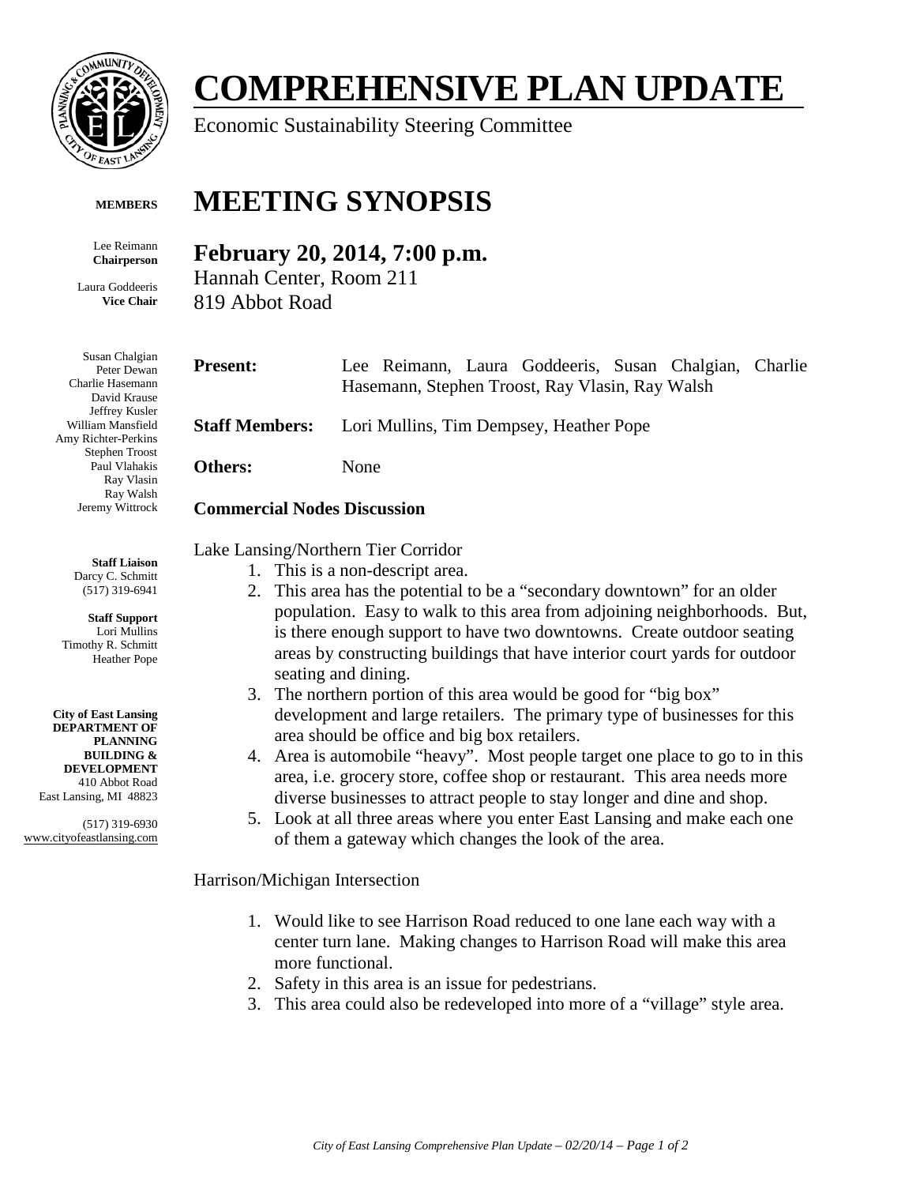# COMPREHENSIVE PLAN UPDATE

Economic Sustainability Steering Committee

**MEMBERS**

Lee Reimann
**Chairperson**

Laura Goddeeris
**Vice Chair**

Susan Chalgian
Peter Dewan
Charlie Hasemann
David Krause
Jeffrey Kusler
William Mansfield
Amy Richter-Perkins
Stephen Troost
Paul Vlahakis
Ray Vlasin
Ray Walsh
Jeremy Wittrock

**Staff Liaison**
Darcy C. Schmitt
(517) 319-6941

**Staff Support**
Lori Mullins
Timothy R. Schmitt
Heather Pope

**City of East Lansing**
**DEPARTMENT OF PLANNING BUILDING & DEVELOPMENT**
410 Abbot Road
East Lansing, MI 48823

(517) 319-6930
www.cityofeastlansing.com

# MEETING SYNOPSIS

## February 20, 2014, 7:00 p.m.

Hannah Center, Room 211
819 Abbot Road

**Present:** Lee Reimann, Laura Goddeeris, Susan Chalgian, Charlie Hasemann, Stephen Troost, Ray Vlasin, Ray Walsh

**Staff Members:** Lori Mullins, Tim Dempsey, Heather Pope

**Others:** None

### Commercial Nodes Discussion

Lake Lansing/Northern Tier Corridor

1. This is a non-descript area.
2. This area has the potential to be a "secondary downtown" for an older population. Easy to walk to this area from adjoining neighborhoods. But, is there enough support to have two downtowns. Create outdoor seating areas by constructing buildings that have interior court yards for outdoor seating and dining.
3. The northern portion of this area would be good for "big box" development and large retailers. The primary type of businesses for this area should be office and big box retailers.
4. Area is automobile "heavy". Most people target one place to go to in this area, i.e. grocery store, coffee shop or restaurant. This area needs more diverse businesses to attract people to stay longer and dine and shop.
5. Look at all three areas where you enter East Lansing and make each one of them a gateway which changes the look of the area.

Harrison/Michigan Intersection

1. Would like to see Harrison Road reduced to one lane each way with a center turn lane. Making changes to Harrison Road will make this area more functional.
2. Safety in this area is an issue for pedestrians.
3. This area could also be redeveloped into more of a "village" style area.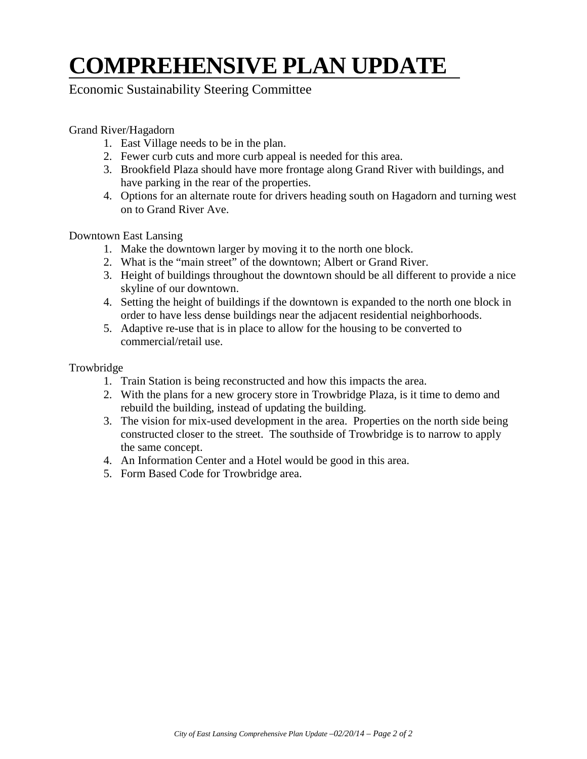# COMPREHENSIVE PLAN UPDATE

Economic Sustainability Steering Committee

Grand River/Hagadorn

1. East Village needs to be in the plan.
2. Fewer curb cuts and more curb appeal is needed for this area.
3. Brookfield Plaza should have more frontage along Grand River with buildings, and have parking in the rear of the properties.
4. Options for an alternate route for drivers heading south on Hagadorn and turning west on to Grand River Ave.

Downtown East Lansing

1. Make the downtown larger by moving it to the north one block.
2. What is the "main street" of the downtown; Albert or Grand River.
3. Height of buildings throughout the downtown should be all different to provide a nice skyline of our downtown.
4. Setting the height of buildings if the downtown is expanded to the north one block in order to have less dense buildings near the adjacent residential neighborhoods.
5. Adaptive re-use that is in place to allow for the housing to be converted to commercial/retail use.

Trowbridge

1. Train Station is being reconstructed and how this impacts the area.
2. With the plans for a new grocery store in Trowbridge Plaza, is it time to demo and rebuild the building, instead of updating the building.
3. The vision for mix-used development in the area. Properties on the north side being constructed closer to the street. The southside of Trowbridge is to narrow to apply the same concept.
4. An Information Center and a Hotel would be good in this area.
5. Form Based Code for Trowbridge area.